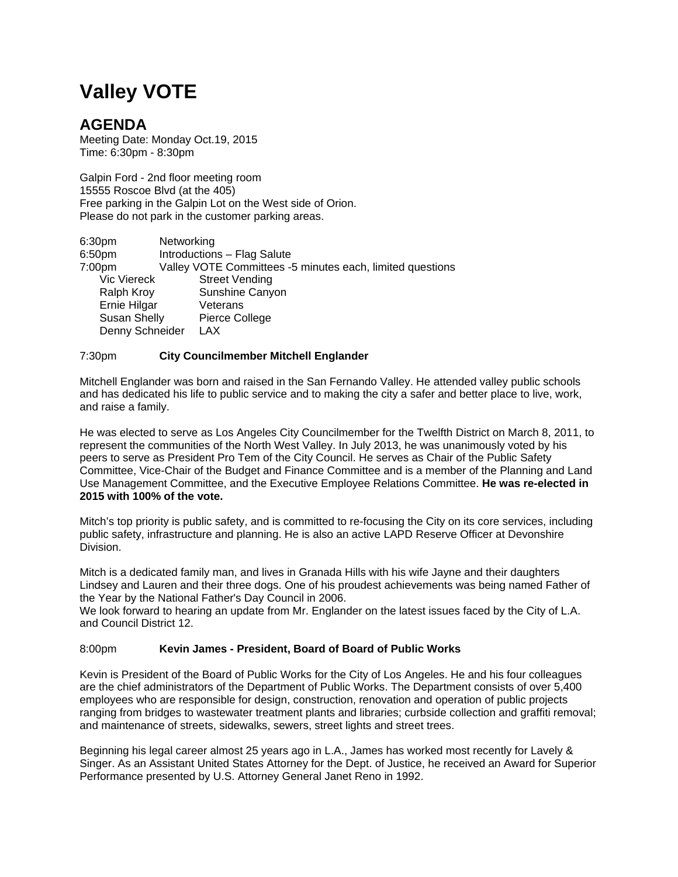# Valley VOTE

## AGENDA

Meeting Date: Monday Oct.19, 2015
Time: 6:30pm - 8:30pm

Galpin Ford - 2nd floor meeting room
15555 Roscoe Blvd (at the 405)
Free parking in the Galpin Lot on the West side of Orion.
Please do not park in the customer parking areas.

6:30pm Networking
6:50pm Introductions – Flag Salute
7:00pm Valley VOTE Committees -5 minutes each, limited questions

| | |
|---|---|
| Vic Viereck | Street Vending |
| Ralph Kroy | Sunshine Canyon |
| Ernie Hilgar | Veterans |
| Susan Shelly | Pierce College |
| Denny Schneider | LAX |

7:30pm **City Councilmember Mitchell Englander**

Mitchell Englander was born and raised in the San Fernando Valley. He attended valley public schools and has dedicated his life to public service and to making the city a safer and better place to live, work, and raise a family.

He was elected to serve as Los Angeles City Councilmember for the Twelfth District on March 8, 2011, to represent the communities of the North West Valley. In July 2013, he was unanimously voted by his peers to serve as President Pro Tem of the City Council. He serves as Chair of the Public Safety Committee, Vice-Chair of the Budget and Finance Committee and is a member of the Planning and Land Use Management Committee, and the Executive Employee Relations Committee. **He was re-elected in 2015 with 100% of the vote.**

Mitch's top priority is public safety, and is committed to re-focusing the City on its core services, including public safety, infrastructure and planning. He is also an active LAPD Reserve Officer at Devonshire Division.

Mitch is a dedicated family man, and lives in Granada Hills with his wife Jayne and their daughters Lindsey and Lauren and their three dogs. One of his proudest achievements was being named Father of the Year by the National Father's Day Council in 2006.
We look forward to hearing an update from Mr. Englander on the latest issues faced by the City of L.A. and Council District 12.

8:00pm **Kevin James - President, Board of Board of Public Works**

Kevin is President of the Board of Public Works for the City of Los Angeles. He and his four colleagues are the chief administrators of the Department of Public Works. The Department consists of over 5,400 employees who are responsible for design, construction, renovation and operation of public projects ranging from bridges to wastewater treatment plants and libraries; curbside collection and graffiti removal; and maintenance of streets, sidewalks, sewers, street lights and street trees.

Beginning his legal career almost 25 years ago in L.A., James has worked most recently for Lavely & Singer. As an Assistant United States Attorney for the Dept. of Justice, he received an Award for Superior Performance presented by U.S. Attorney General Janet Reno in 1992.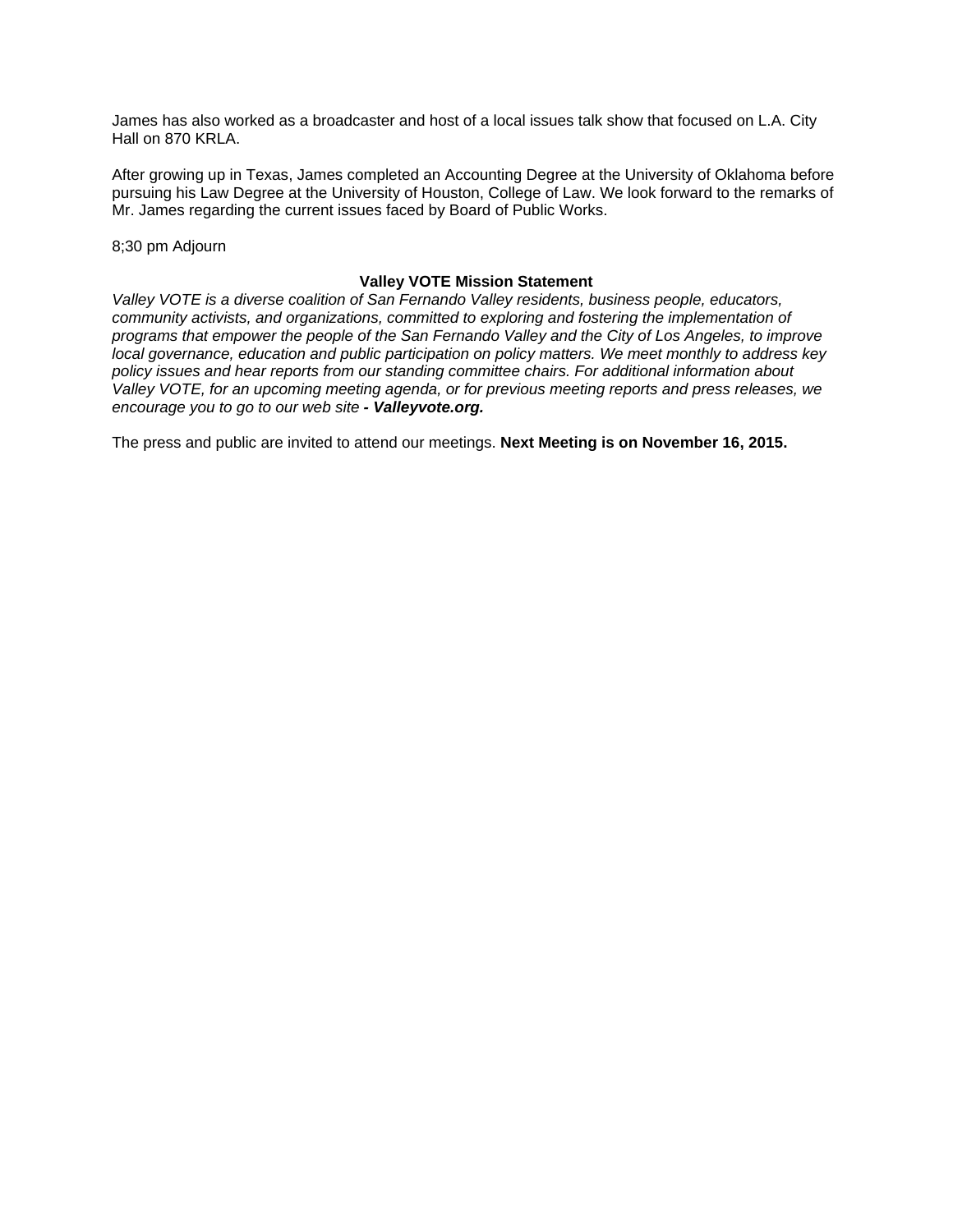James has also worked as a broadcaster and host of a local issues talk show that focused on L.A. City Hall on 870 KRLA.

After growing up in Texas, James completed an Accounting Degree at the University of Oklahoma before pursuing his Law Degree at the University of Houston, College of Law. We look forward to the remarks of Mr. James regarding the current issues faced by Board of Public Works.

8;30 pm Adjourn

**Valley VOTE Mission Statement**

*Valley VOTE is a diverse coalition of San Fernando Valley residents, business people, educators, community activists, and organizations, committed to exploring and fostering the implementation of programs that empower the people of the San Fernando Valley and the City of Los Angeles, to improve local governance, education and public participation on policy matters. We meet monthly to address key policy issues and hear reports from our standing committee chairs. For additional information about Valley VOTE, for an upcoming meeting agenda, or for previous meeting reports and press releases, we encourage you to go to our web site* ***- Valleyvote.org.***

The press and public are invited to attend our meetings. **Next Meeting is on November 16, 2015.**